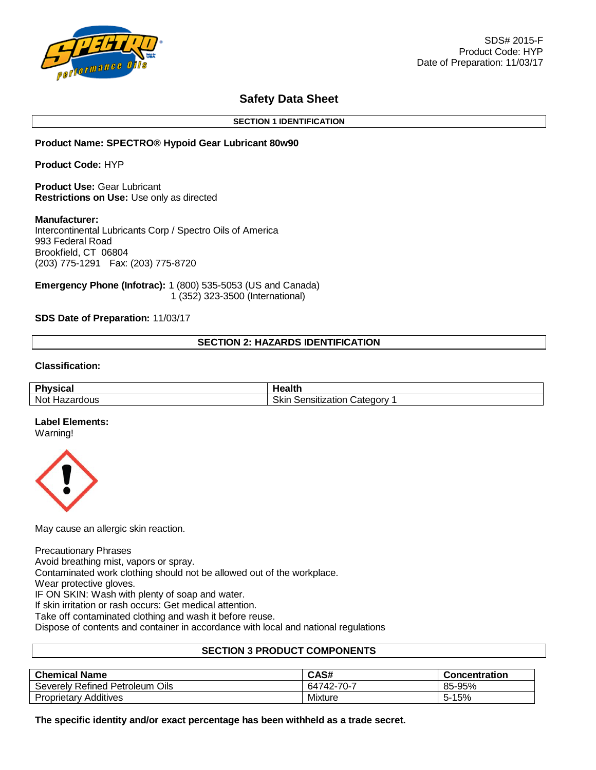SDS# 2015-F
Product Code: HYP
Date of Preparation: 11/03/17

# Safety Data Sheet

## SECTION 1 IDENTIFICATION

**Product Name: SPECTRO® Hypoid Gear Lubricant 80w90**

**Product Code:** HYP

**Product Use:** Gear Lubricant
**Restrictions on Use:** Use only as directed

**Manufacturer:**
Intercontinental Lubricants Corp / Spectro Oils of America
993 Federal Road
Brookfield, CT 06804
(203) 775-1291 Fax: (203) 775-8720

**Emergency Phone (Infotrac):** 1 (800) 535-5053 (US and Canada)
1 (352) 323-3500 (International)

**SDS Date of Preparation:** 11/03/17

## SECTION 2: HAZARDS IDENTIFICATION

**Classification:**

| Physical | Health |
|---|---|
| Not Hazardous | Skin Sensitization Category 1 |

**Label Elements:**
Warning!

May cause an allergic skin reaction.

Precautionary Phrases
Avoid breathing mist, vapors or spray.
Contaminated work clothing should not be allowed out of the workplace.
Wear protective gloves.
IF ON SKIN: Wash with plenty of soap and water.
If skin irritation or rash occurs: Get medical attention.
Take off contaminated clothing and wash it before reuse.
Dispose of contents and container in accordance with local and national regulations

## SECTION 3 PRODUCT COMPONENTS

| Chemical Name | CAS# | Concentration |
|---|---|---|
| Severely Refined Petroleum Oils | 64742-70-7 | 85-95% |
| Proprietary Additives | Mixture | 5-15% |

**The specific identity and/or exact percentage has been withheld as a trade secret.**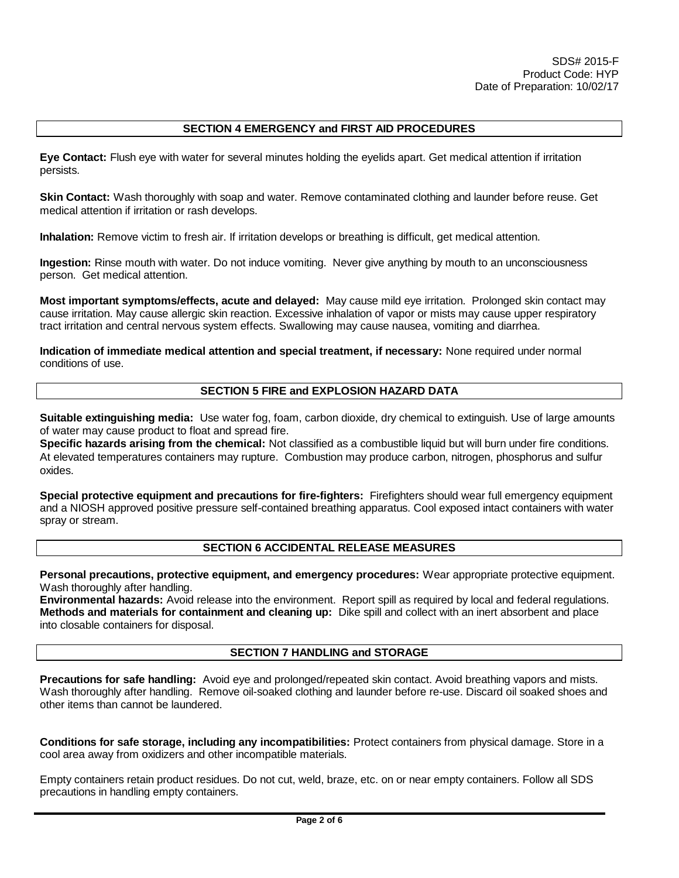SDS# 2015-F
Product Code: HYP
Date of Preparation: 10/02/17

## SECTION 4 EMERGENCY and FIRST AID PROCEDURES

**Eye Contact:** Flush eye with water for several minutes holding the eyelids apart. Get medical attention if irritation persists.

**Skin Contact:** Wash thoroughly with soap and water. Remove contaminated clothing and launder before reuse. Get medical attention if irritation or rash develops.

**Inhalation:** Remove victim to fresh air. If irritation develops or breathing is difficult, get medical attention.

**Ingestion:** Rinse mouth with water. Do not induce vomiting. Never give anything by mouth to an unconsciousness person. Get medical attention.

**Most important symptoms/effects, acute and delayed:** May cause mild eye irritation. Prolonged skin contact may cause irritation. May cause allergic skin reaction. Excessive inhalation of vapor or mists may cause upper respiratory tract irritation and central nervous system effects. Swallowing may cause nausea, vomiting and diarrhea.

**Indication of immediate medical attention and special treatment, if necessary:** None required under normal conditions of use.

## SECTION 5 FIRE and EXPLOSION HAZARD DATA

**Suitable extinguishing media:** Use water fog, foam, carbon dioxide, dry chemical to extinguish. Use of large amounts of water may cause product to float and spread fire.
**Specific hazards arising from the chemical:** Not classified as a combustible liquid but will burn under fire conditions. At elevated temperatures containers may rupture. Combustion may produce carbon, nitrogen, phosphorus and sulfur oxides.

**Special protective equipment and precautions for fire-fighters:** Firefighters should wear full emergency equipment and a NIOSH approved positive pressure self-contained breathing apparatus. Cool exposed intact containers with water spray or stream.

## SECTION 6 ACCIDENTAL RELEASE MEASURES

**Personal precautions, protective equipment, and emergency procedures:** Wear appropriate protective equipment. Wash thoroughly after handling.
**Environmental hazards:** Avoid release into the environment. Report spill as required by local and federal regulations.
**Methods and materials for containment and cleaning up:** Dike spill and collect with an inert absorbent and place into closable containers for disposal.

## SECTION 7 HANDLING and STORAGE

**Precautions for safe handling:** Avoid eye and prolonged/repeated skin contact. Avoid breathing vapors and mists. Wash thoroughly after handling. Remove oil-soaked clothing and launder before re-use. Discard oil soaked shoes and other items than cannot be laundered.

**Conditions for safe storage, including any incompatibilities:** Protect containers from physical damage. Store in a cool area away from oxidizers and other incompatible materials.

Empty containers retain product residues. Do not cut, weld, braze, etc. on or near empty containers. Follow all SDS precautions in handling empty containers.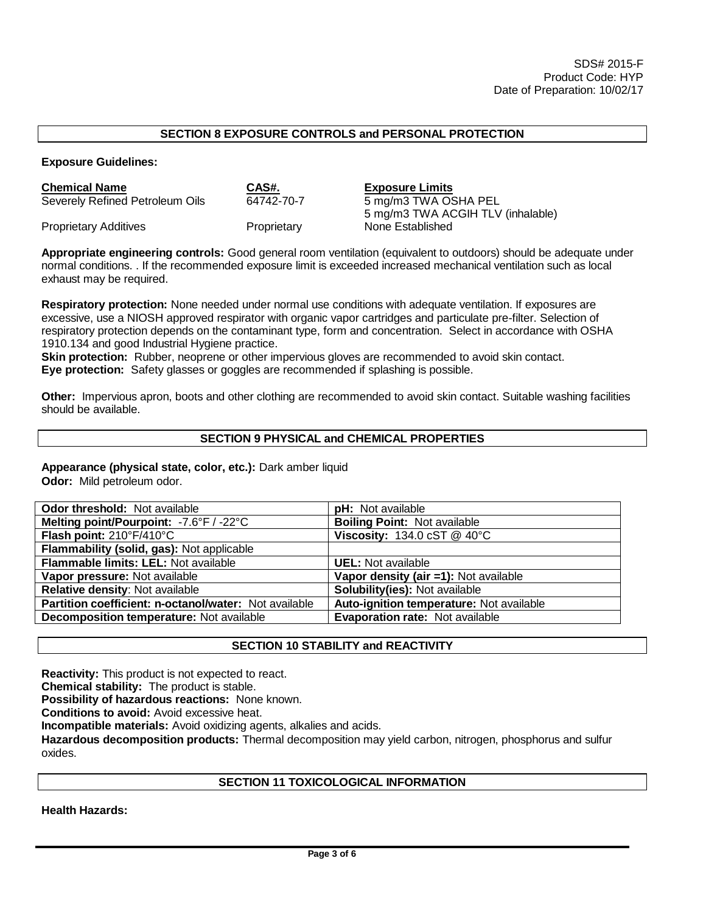SDS# 2015-F
Product Code: HYP
Date of Preparation: 10/02/17

## SECTION 8 EXPOSURE CONTROLS and PERSONAL PROTECTION

**Exposure Guidelines:**

| Chemical Name | CAS#. | Exposure Limits |
|---|---|---|
| Severely Refined Petroleum Oils | 64742-70-7 | 5 mg/m3 TWA OSHA PEL<br>5 mg/m3 TWA ACGIH TLV (inhalable) |
| Proprietary Additives | Proprietary | None Established |

**Appropriate engineering controls:** Good general room ventilation (equivalent to outdoors) should be adequate under normal conditions. . If the recommended exposure limit is exceeded increased mechanical ventilation such as local exhaust may be required.

**Respiratory protection:** None needed under normal use conditions with adequate ventilation. If exposures are excessive, use a NIOSH approved respirator with organic vapor cartridges and particulate pre-filter. Selection of respiratory protection depends on the contaminant type, form and concentration. Select in accordance with OSHA 1910.134 and good Industrial Hygiene practice.
**Skin protection:** Rubber, neoprene or other impervious gloves are recommended to avoid skin contact.
**Eye protection:** Safety glasses or goggles are recommended if splashing is possible.

**Other:** Impervious apron, boots and other clothing are recommended to avoid skin contact. Suitable washing facilities should be available.

## SECTION 9 PHYSICAL and CHEMICAL PROPERTIES

**Appearance (physical state, color, etc.):** Dark amber liquid
**Odor:** Mild petroleum odor.

| | |
|---|---|
| **Odor threshold:** Not available | **pH:** Not available |
| **Melting point/Pourpoint:** -7.6°F / -22°C | **Boiling Point:** Not available |
| **Flash point:** 210°F/410°C | **Viscosity:** 134.0 cST @ 40°C |
| **Flammability (solid, gas):** Not applicable | |
| **Flammable limits: LEL:** Not available | **UEL:** Not available |
| **Vapor pressure:** Not available | **Vapor density (air =1):** Not available |
| **Relative density**: Not available | **Solubility(ies):** Not available |
| **Partition coefficient: n-octanol/water:** Not available | **Auto-ignition temperature:** Not available |
| **Decomposition temperature:** Not available | **Evaporation rate:** Not available |

## SECTION 10 STABILITY and REACTIVITY

**Reactivity:** This product is not expected to react.
**Chemical stability:** The product is stable.
**Possibility of hazardous reactions:** None known.
**Conditions to avoid:** Avoid excessive heat.
**Incompatible materials:** Avoid oxidizing agents, alkalies and acids.
**Hazardous decomposition products:** Thermal decomposition may yield carbon, nitrogen, phosphorus and sulfur oxides.

## SECTION 11 TOXICOLOGICAL INFORMATION

**Health Hazards:**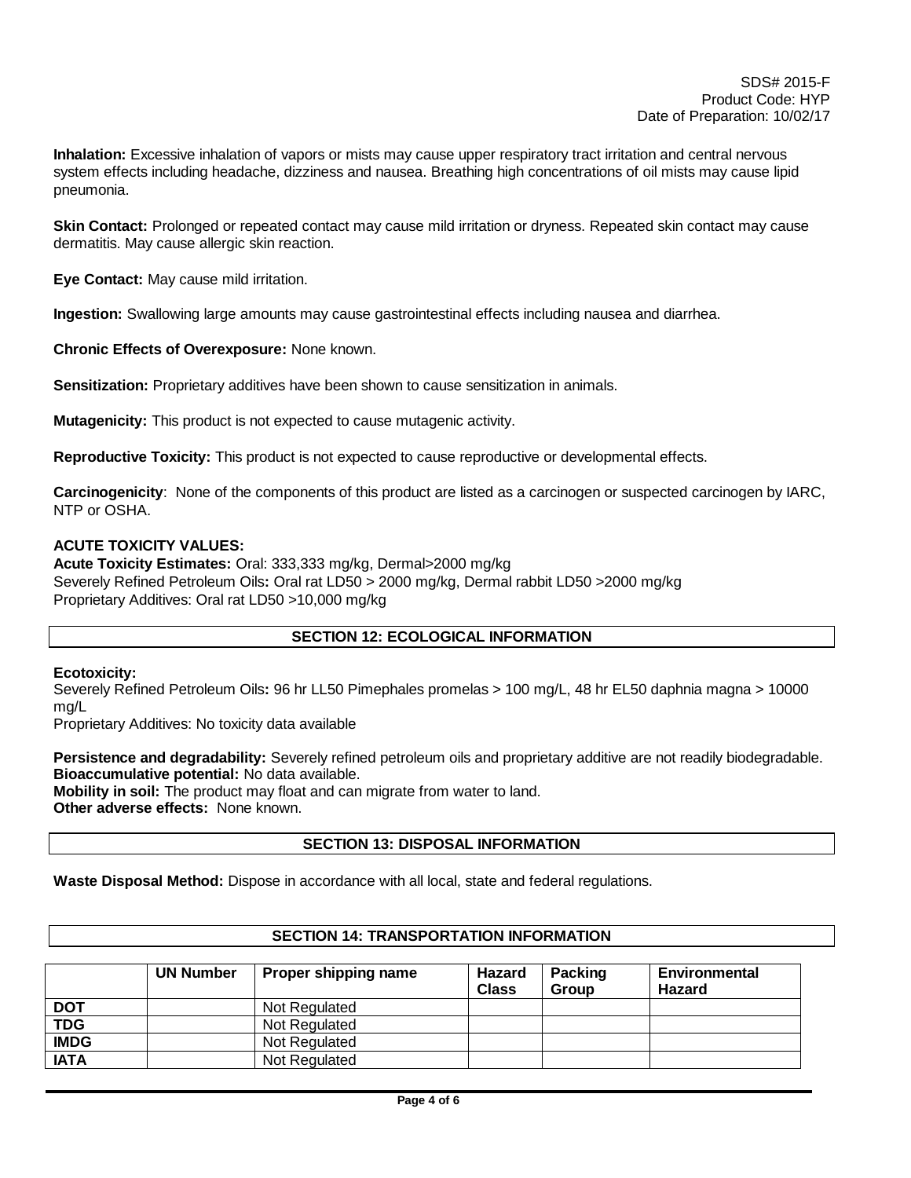**Inhalation:** Excessive inhalation of vapors or mists may cause upper respiratory tract irritation and central nervous system effects including headache, dizziness and nausea. Breathing high concentrations of oil mists may cause lipid pneumonia.

**Skin Contact:** Prolonged or repeated contact may cause mild irritation or dryness. Repeated skin contact may cause dermatitis. May cause allergic skin reaction.

**Eye Contact:** May cause mild irritation.

**Ingestion:** Swallowing large amounts may cause gastrointestinal effects including nausea and diarrhea.

**Chronic Effects of Overexposure:** None known.

**Sensitization:** Proprietary additives have been shown to cause sensitization in animals.

**Mutagenicity:** This product is not expected to cause mutagenic activity.

**Reproductive Toxicity:** This product is not expected to cause reproductive or developmental effects.

**Carcinogenicity**: None of the components of this product are listed as a carcinogen or suspected carcinogen by IARC, NTP or OSHA.

**ACUTE TOXICITY VALUES:**
**Acute Toxicity Estimates:** Oral: 333,333 mg/kg, Dermal>2000 mg/kg
Severely Refined Petroleum Oils**:** Oral rat LD50 > 2000 mg/kg, Dermal rabbit LD50 >2000 mg/kg
Proprietary Additives: Oral rat LD50 >10,000 mg/kg

## SECTION 12: ECOLOGICAL INFORMATION

**Ecotoxicity:**
Severely Refined Petroleum Oils**:** 96 hr LL50 Pimephales promelas > 100 mg/L, 48 hr EL50 daphnia magna > 10000 mg/L
Proprietary Additives: No toxicity data available

**Persistence and degradability:** Severely refined petroleum oils and proprietary additive are not readily biodegradable.
**Bioaccumulative potential:** No data available.
**Mobility in soil:** The product may float and can migrate from water to land.
**Other adverse effects:** None known.

## SECTION 13: DISPOSAL INFORMATION

**Waste Disposal Method:** Dispose in accordance with all local, state and federal regulations.

## SECTION 14: TRANSPORTATION INFORMATION

| | UN Number | Proper shipping name | Hazard Class | Packing Group | Environmental Hazard |
|---|---|---|---|---|---|
| **DOT** | | Not Regulated | | | |
| **TDG** | | Not Regulated | | | |
| **IMDG** | | Not Regulated | | | |
| **IATA** | | Not Regulated | | | |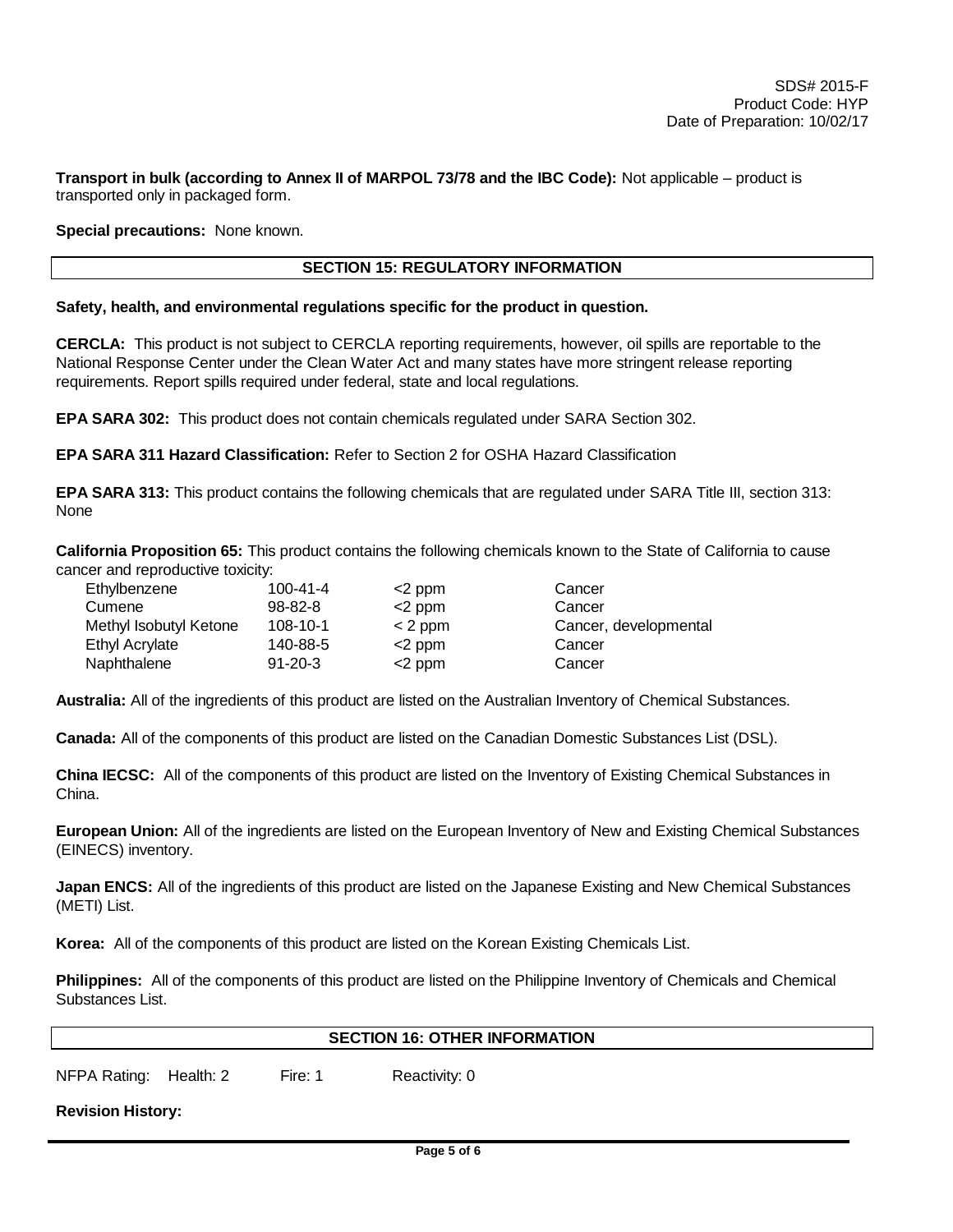**Transport in bulk (according to Annex II of MARPOL 73/78 and the IBC Code):** Not applicable – product is transported only in packaged form.

**Special precautions:** None known.

## SECTION 15: REGULATORY INFORMATION

**Safety, health, and environmental regulations specific for the product in question.**

**CERCLA:** This product is not subject to CERCLA reporting requirements, however, oil spills are reportable to the National Response Center under the Clean Water Act and many states have more stringent release reporting requirements. Report spills required under federal, state and local regulations.

**EPA SARA 302:** This product does not contain chemicals regulated under SARA Section 302.

**EPA SARA 311 Hazard Classification:** Refer to Section 2 for OSHA Hazard Classification

**EPA SARA 313:** This product contains the following chemicals that are regulated under SARA Title III, section 313: None

**California Proposition 65:** This product contains the following chemicals known to the State of California to cause cancer and reproductive toxicity:

| | | | |
|---|---|---|---|
| Ethylbenzene | 100-41-4 | <2 ppm | Cancer |
| Cumene | 98-82-8 | <2 ppm | Cancer |
| Methyl Isobutyl Ketone | 108-10-1 | < 2 ppm | Cancer, developmental |
| Ethyl Acrylate | 140-88-5 | <2 ppm | Cancer |
| Naphthalene | 91-20-3 | <2 ppm | Cancer |

**Australia:** All of the ingredients of this product are listed on the Australian Inventory of Chemical Substances.

**Canada:** All of the components of this product are listed on the Canadian Domestic Substances List (DSL).

**China IECSC:** All of the components of this product are listed on the Inventory of Existing Chemical Substances in China.

**European Union:** All of the ingredients are listed on the European Inventory of New and Existing Chemical Substances (EINECS) inventory.

**Japan ENCS:** All of the ingredients of this product are listed on the Japanese Existing and New Chemical Substances (METI) List.

**Korea:** All of the components of this product are listed on the Korean Existing Chemicals List.

**Philippines:** All of the components of this product are listed on the Philippine Inventory of Chemicals and Chemical Substances List.

## SECTION 16: OTHER INFORMATION

NFPA Rating: Health: 2 Fire: 1 Reactivity: 0

**Revision History:**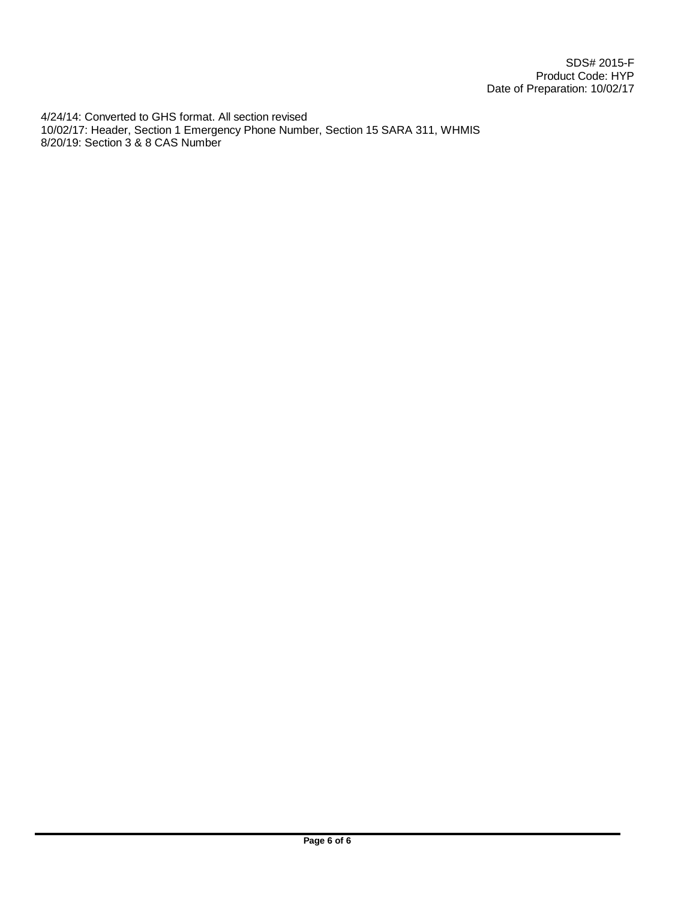4/24/14: Converted to GHS format. All section revised
10/02/17: Header, Section 1 Emergency Phone Number, Section 15 SARA 311, WHMIS
8/20/19: Section 3 & 8 CAS Number